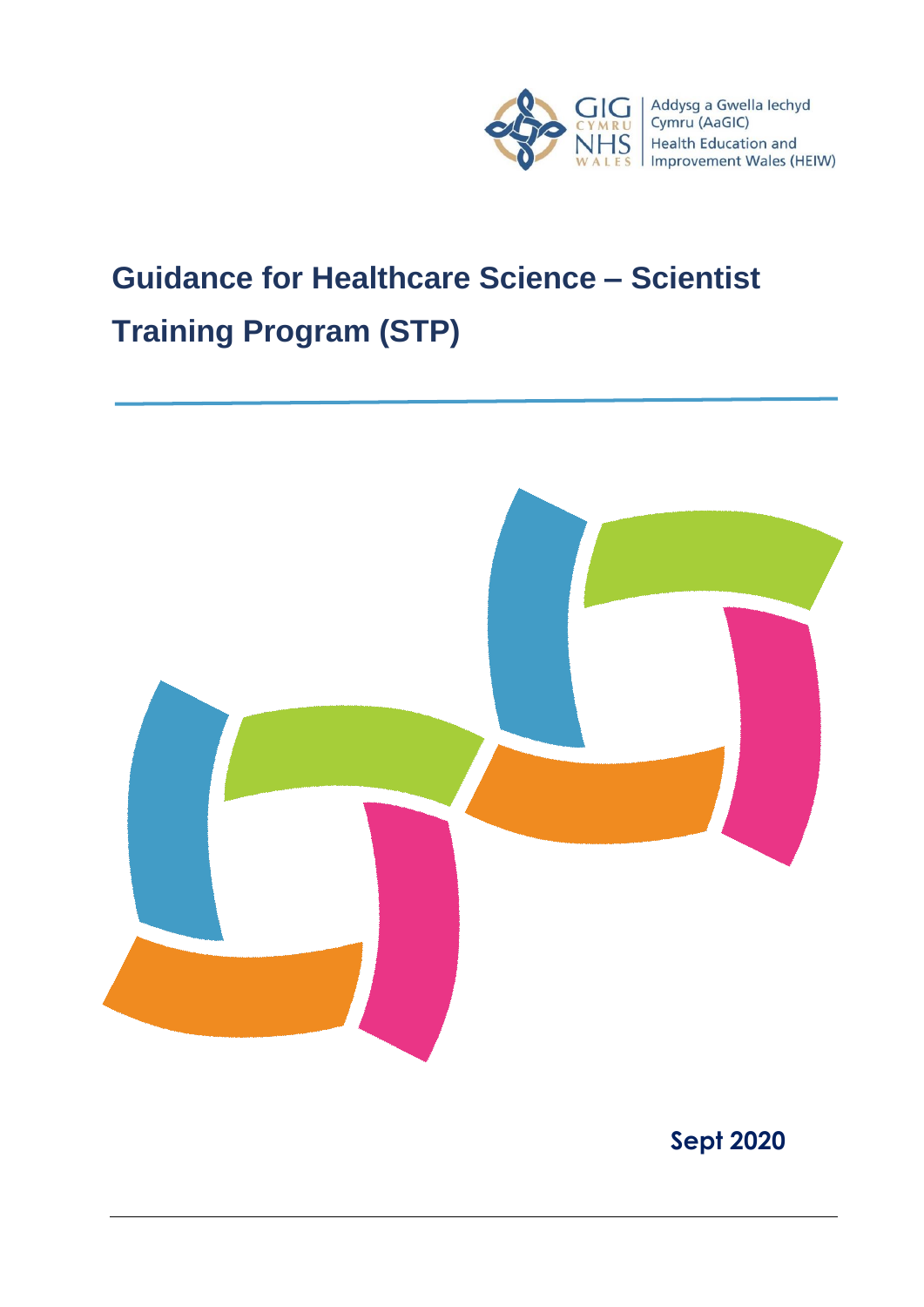GIG CYMRU NHS WALES

Addysg a Gwella Iechyd Cymru (AaGIC)
Health Education and Improvement Wales (HEIW)

# Guidance for Healthcare Science – Scientist Training Program (STP)

**Sept 2020**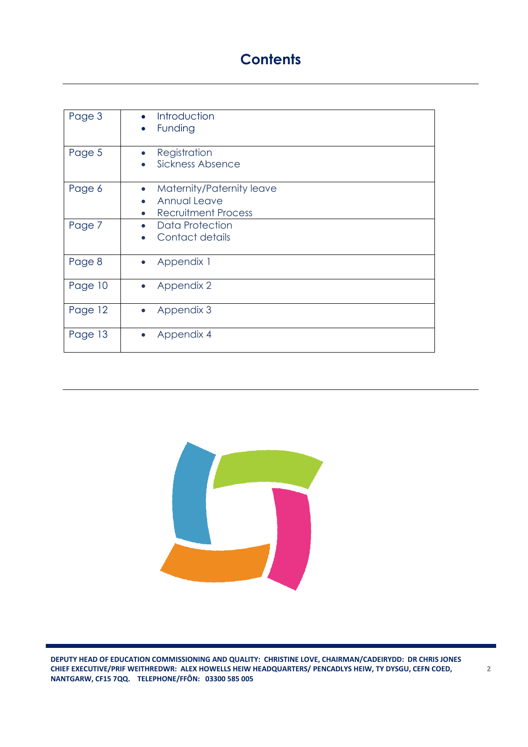# Contents

| Page | Sections |
|---|---|
| Page 3 | • Introduction<br>• Funding |
| Page 5 | • Registration<br>• Sickness Absence |
| Page 6 | • Maternity/Paternity leave<br>• Annual Leave<br>• Recruitment Process |
| Page 7 | • Data Protection<br>• Contact details |
| Page 8 | • Appendix 1 |
| Page 10 | • Appendix 2 |
| Page 12 | • Appendix 3 |
| Page 13 | • Appendix 4 |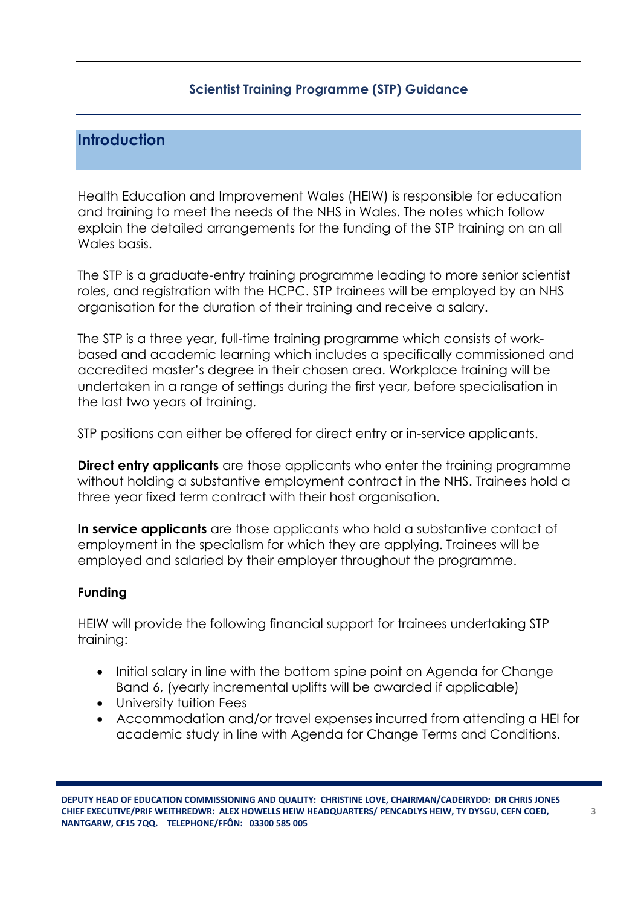## Scientist Training Programme (STP) Guidance

## Introduction

Health Education and Improvement Wales (HEIW) is responsible for education and training to meet the needs of the NHS in Wales. The notes which follow explain the detailed arrangements for the funding of the STP training on an all Wales basis.

The STP is a graduate-entry training programme leading to more senior scientist roles, and registration with the HCPC. STP trainees will be employed by an NHS organisation for the duration of their training and receive a salary.

The STP is a three year, full-time training programme which consists of work-based and academic learning which includes a specifically commissioned and accredited master's degree in their chosen area. Workplace training will be undertaken in a range of settings during the first year, before specialisation in the last two years of training.

STP positions can either be offered for direct entry or in-service applicants.

**Direct entry applicants** are those applicants who enter the training programme without holding a substantive employment contract in the NHS. Trainees hold a three year fixed term contract with their host organisation.

**In service applicants** are those applicants who hold a substantive contact of employment in the specialism for which they are applying. Trainees will be employed and salaried by their employer throughout the programme.

### Funding

HEIW will provide the following financial support for trainees undertaking STP training:

- Initial salary in line with the bottom spine point on Agenda for Change Band 6, (yearly incremental uplifts will be awarded if applicable)
- University tuition Fees
- Accommodation and/or travel expenses incurred from attending a HEI for academic study in line with Agenda for Change Terms and Conditions.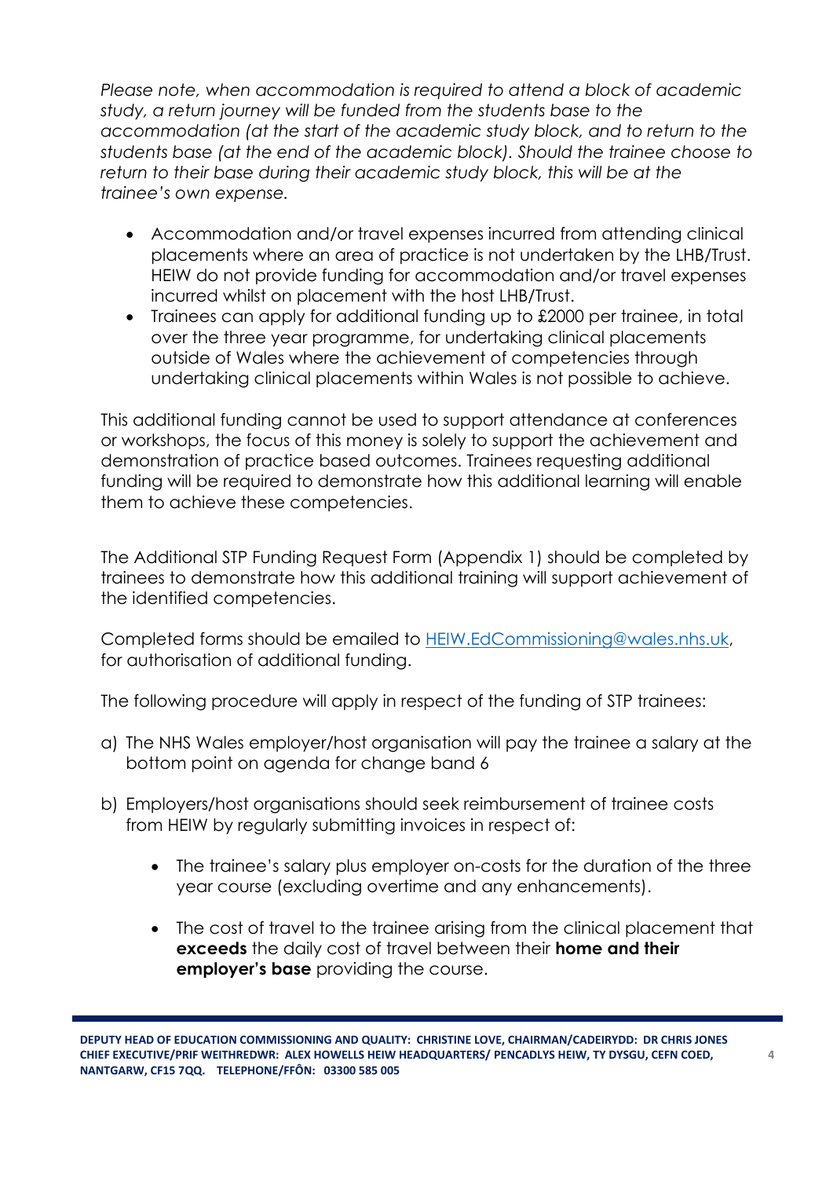*Please note, when accommodation is required to attend a block of academic study, a return journey will be funded from the students base to the accommodation (at the start of the academic study block, and to return to the students base (at the end of the academic block). Should the trainee choose to return to their base during their academic study block, this will be at the trainee's own expense.*

- Accommodation and/or travel expenses incurred from attending clinical placements where an area of practice is not undertaken by the LHB/Trust. HEIW do not provide funding for accommodation and/or travel expenses incurred whilst on placement with the host LHB/Trust.
- Trainees can apply for additional funding up to £2000 per trainee, in total over the three year programme, for undertaking clinical placements outside of Wales where the achievement of competencies through undertaking clinical placements within Wales is not possible to achieve.

This additional funding cannot be used to support attendance at conferences or workshops, the focus of this money is solely to support the achievement and demonstration of practice based outcomes. Trainees requesting additional funding will be required to demonstrate how this additional learning will enable them to achieve these competencies.

The Additional STP Funding Request Form (Appendix 1) should be completed by trainees to demonstrate how this additional training will support achievement of the identified competencies.

Completed forms should be emailed to HEIW.EdCommissioning@wales.nhs.uk, for authorisation of additional funding.

The following procedure will apply in respect of the funding of STP trainees:

a) The NHS Wales employer/host organisation will pay the trainee a salary at the bottom point on agenda for change band 6

b) Employers/host organisations should seek reimbursement of trainee costs from HEIW by regularly submitting invoices in respect of:

   - The trainee's salary plus employer on-costs for the duration of the three year course (excluding overtime and any enhancements).

   - The cost of travel to the trainee arising from the clinical placement that **exceeds** the daily cost of travel between their **home and their employer's base** providing the course.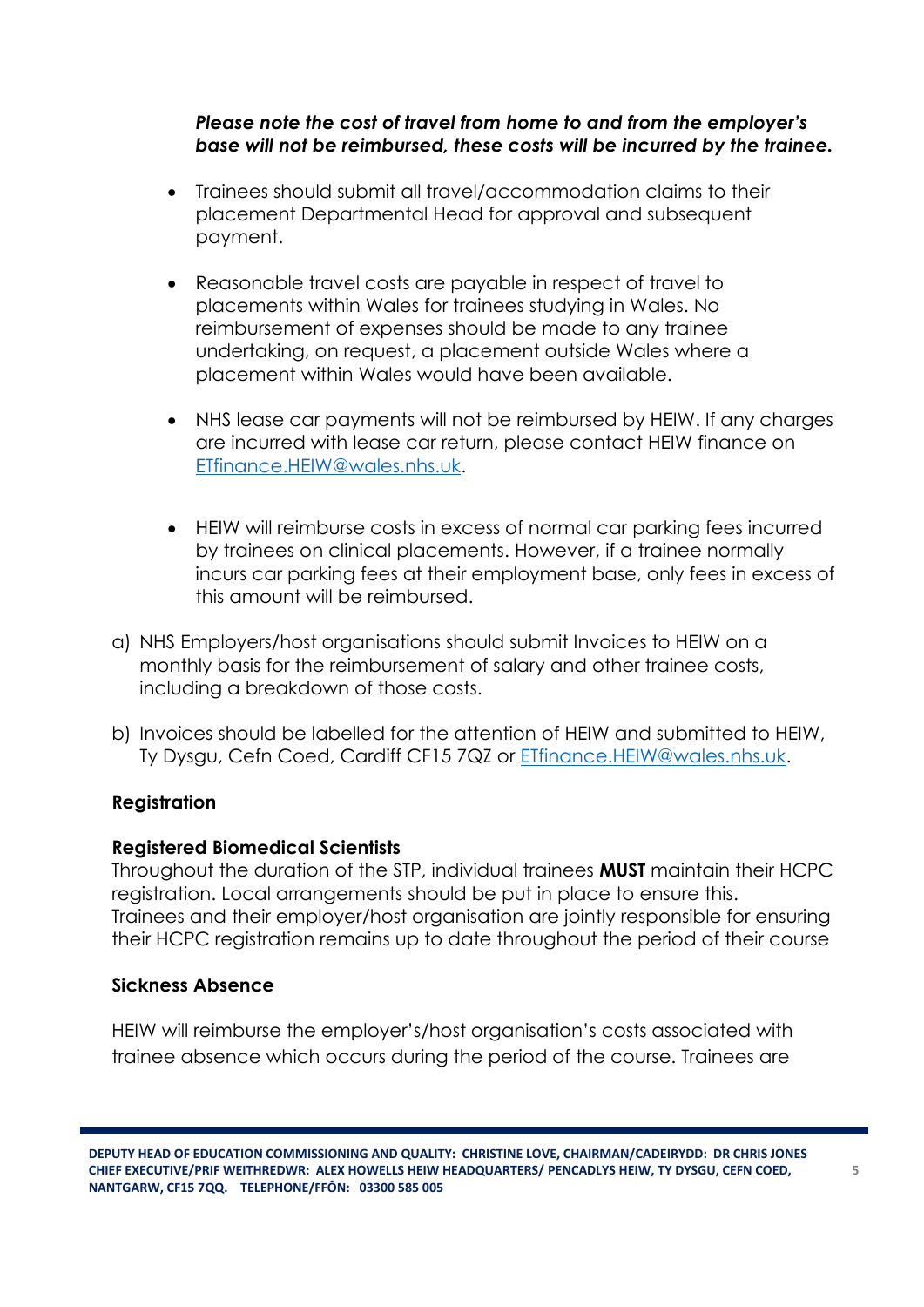***Please note the cost of travel from home to and from the employer's base will not be reimbursed, these costs will be incurred by the trainee.***

- Trainees should submit all travel/accommodation claims to their placement Departmental Head for approval and subsequent payment.
- Reasonable travel costs are payable in respect of travel to placements within Wales for trainees studying in Wales. No reimbursement of expenses should be made to any trainee undertaking, on request, a placement outside Wales where a placement within Wales would have been available.
- NHS lease car payments will not be reimbursed by HEIW. If any charges are incurred with lease car return, please contact HEIW finance on ETfinance.HEIW@wales.nhs.uk.
- HEIW will reimburse costs in excess of normal car parking fees incurred by trainees on clinical placements. However, if a trainee normally incurs car parking fees at their employment base, only fees in excess of this amount will be reimbursed.

a) NHS Employers/host organisations should submit Invoices to HEIW on a monthly basis for the reimbursement of salary and other trainee costs, including a breakdown of those costs.

b) Invoices should be labelled for the attention of HEIW and submitted to HEIW, Ty Dysgu, Cefn Coed, Cardiff CF15 7QZ or ETfinance.HEIW@wales.nhs.uk.

**Registration**

**Registered Biomedical Scientists**

Throughout the duration of the STP, individual trainees **MUST** maintain their HCPC registration. Local arrangements should be put in place to ensure this. Trainees and their employer/host organisation are jointly responsible for ensuring their HCPC registration remains up to date throughout the period of their course

**Sickness Absence**

HEIW will reimburse the employer's/host organisation's costs associated with trainee absence which occurs during the period of the course. Trainees are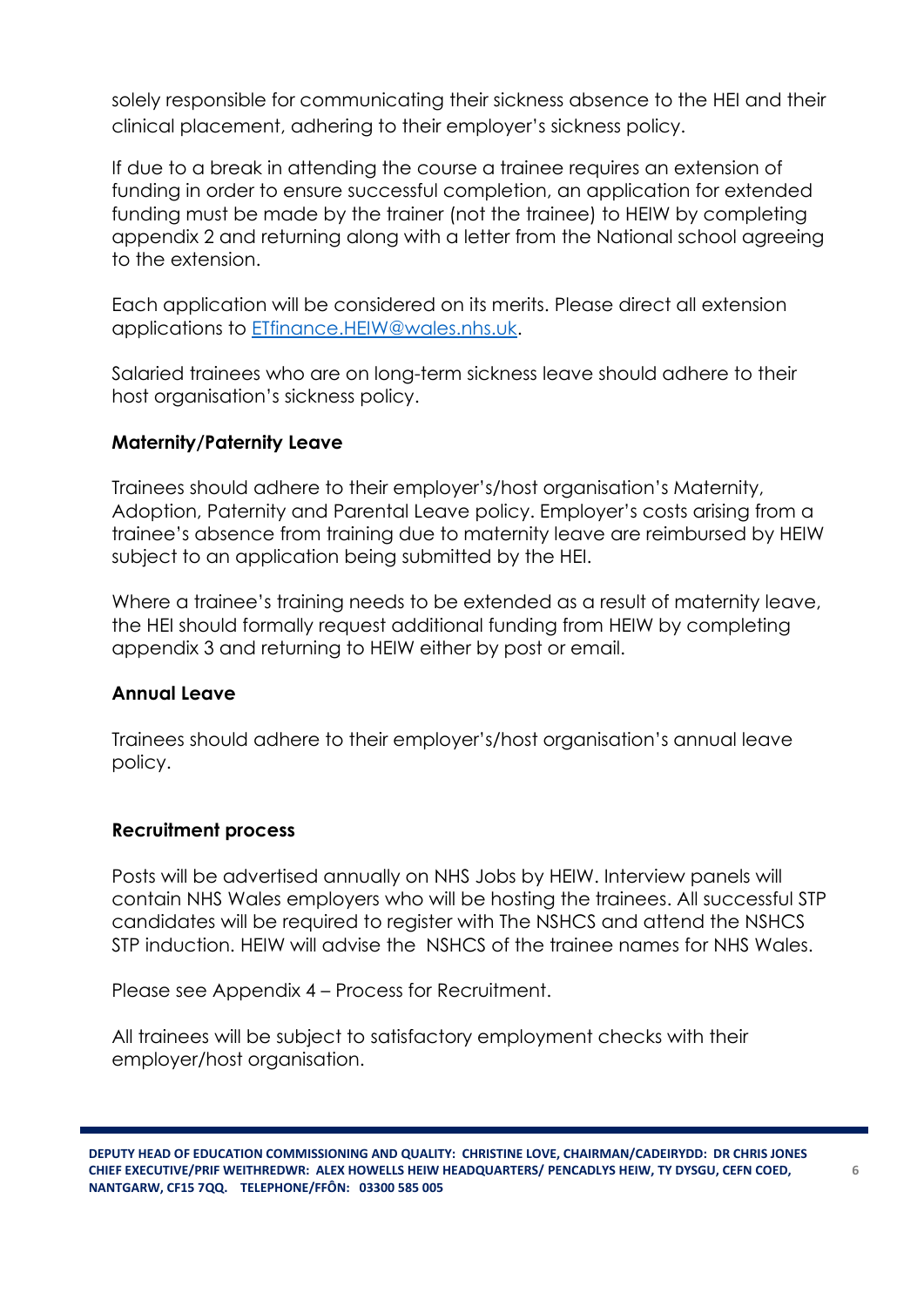solely responsible for communicating their sickness absence to the HEI and their clinical placement, adhering to their employer's sickness policy.

If due to a break in attending the course a trainee requires an extension of funding in order to ensure successful completion, an application for extended funding must be made by the trainer (not the trainee) to HEIW by completing appendix 2 and returning along with a letter from the National school agreeing to the extension.

Each application will be considered on its merits. Please direct all extension applications to ETfinance.HEIW@wales.nhs.uk.

Salaried trainees who are on long-term sickness leave should adhere to their host organisation's sickness policy.

**Maternity/Paternity Leave**

Trainees should adhere to their employer's/host organisation's Maternity, Adoption, Paternity and Parental Leave policy. Employer's costs arising from a trainee's absence from training due to maternity leave are reimbursed by HEIW subject to an application being submitted by the HEI.

Where a trainee's training needs to be extended as a result of maternity leave, the HEI should formally request additional funding from HEIW by completing appendix 3 and returning to HEIW either by post or email.

**Annual Leave**

Trainees should adhere to their employer's/host organisation's annual leave policy.

**Recruitment process**

Posts will be advertised annually on NHS Jobs by HEIW. Interview panels will contain NHS Wales employers who will be hosting the trainees. All successful STP candidates will be required to register with The NSHCS and attend the NSHCS STP induction. HEIW will advise the NSHCS of the trainee names for NHS Wales.

Please see Appendix 4 – Process for Recruitment.

All trainees will be subject to satisfactory employment checks with their employer/host organisation.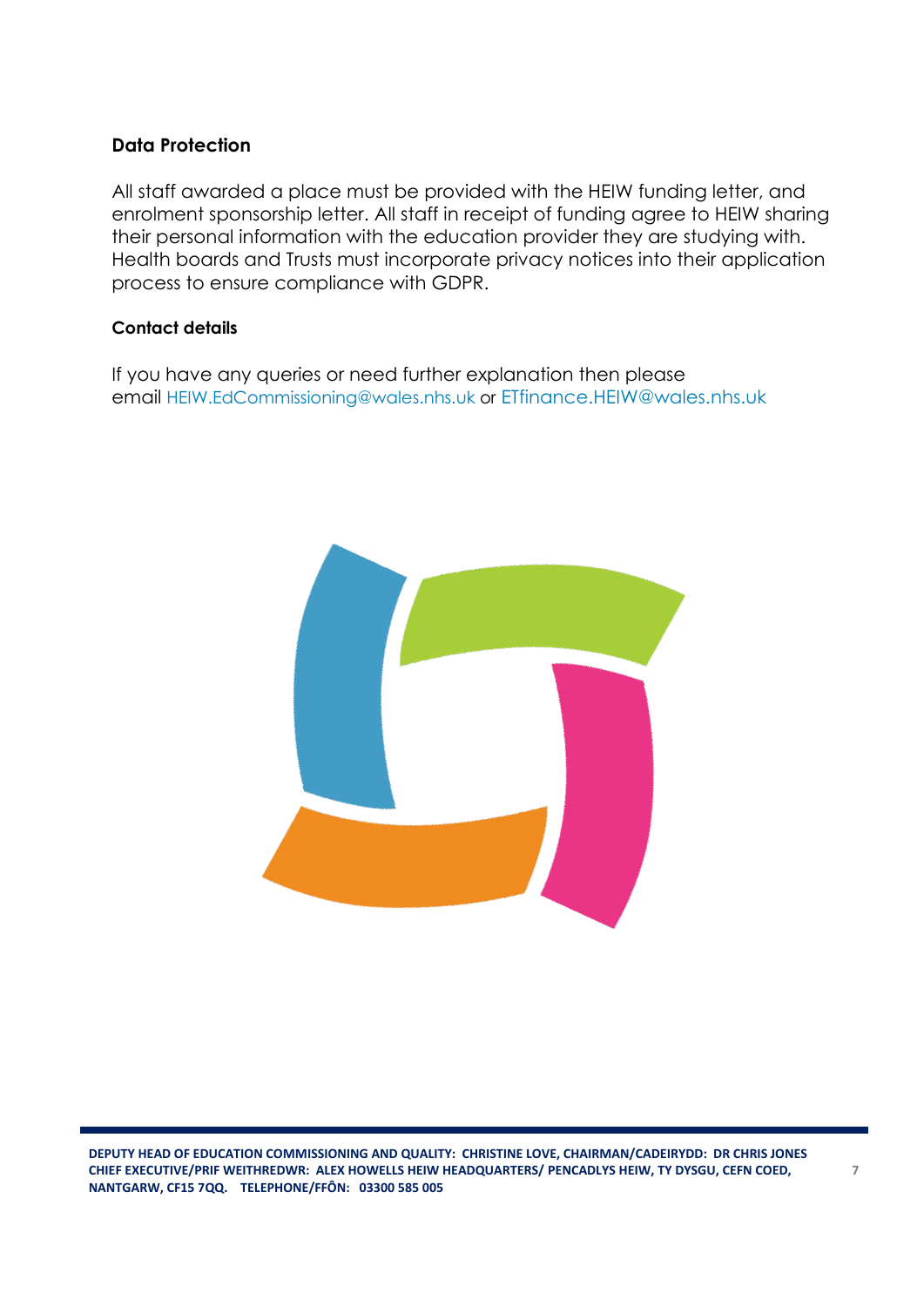**Data Protection**

All staff awarded a place must be provided with the HEIW funding letter, and enrolment sponsorship letter. All staff in receipt of funding agree to HEIW sharing their personal information with the education provider they are studying with. Health boards and Trusts must incorporate privacy notices into their application process to ensure compliance with GDPR.

**Contact details**

If you have any queries or need further explanation then please email HEIW.EdCommissioning@wales.nhs.uk or ETfinance.HEIW@wales.nhs.uk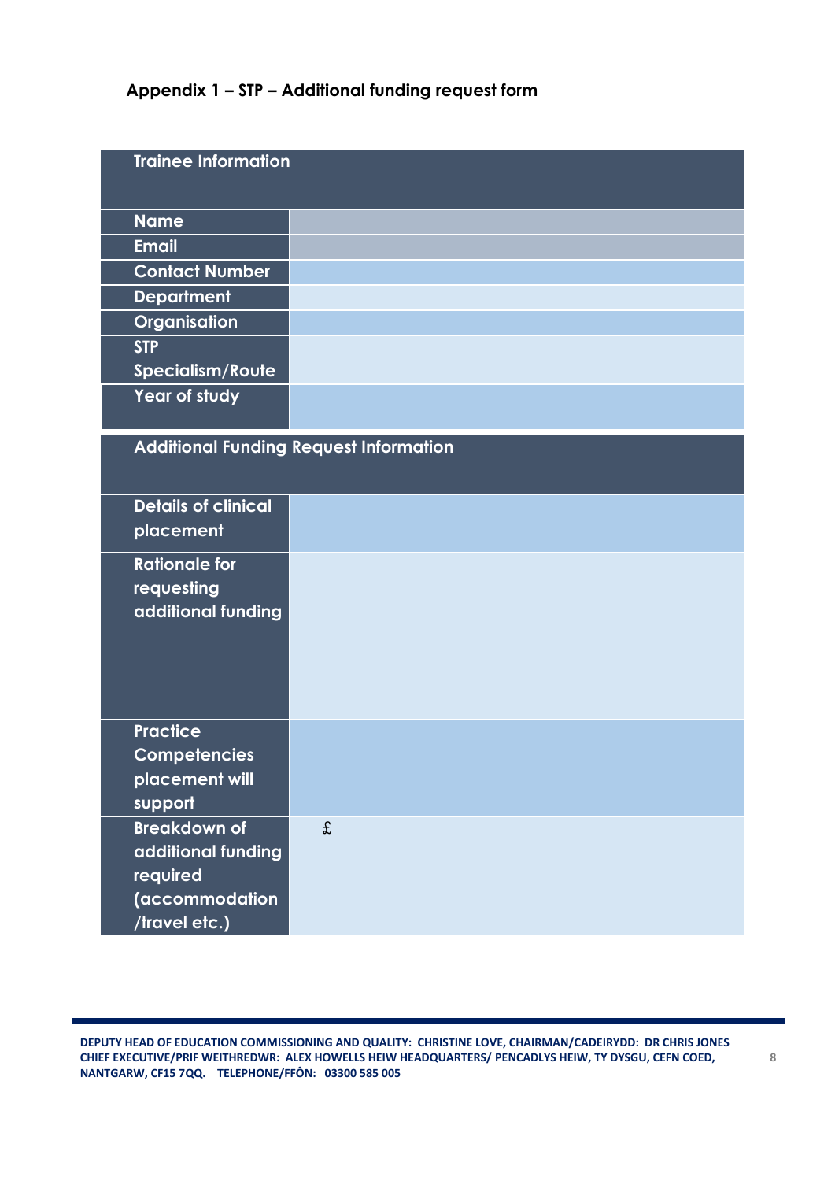## Appendix 1 – STP – Additional funding request form

| Trainee Information | |
|---|---|
| Name | |
| Email | |
| Contact Number | |
| Department | |
| Organisation | |
| STP Specialism/Route | |
| Year of study | |

| Additional Funding Request Information | |
|---|---|
| Details of clinical placement | |
| Rationale for requesting additional funding | |
| Practice Competencies placement will support | |
| Breakdown of additional funding required (accommodation /travel etc.) | £ |

DEPUTY HEAD OF EDUCATION COMMISSIONING AND QUALITY: CHRISTINE LOVE, CHAIRMAN/CADEIRYDD: DR CHRIS JONES CHIEF EXECUTIVE/PRIF WEITHREDWR: ALEX HOWELLS HEIW HEADQUARTERS/ PENCADLYS HEIW, TY DYSGU, CEFN COED, NANTGARW, CF15 7QQ. TELEPHONE/FFÔN: 03300 585 005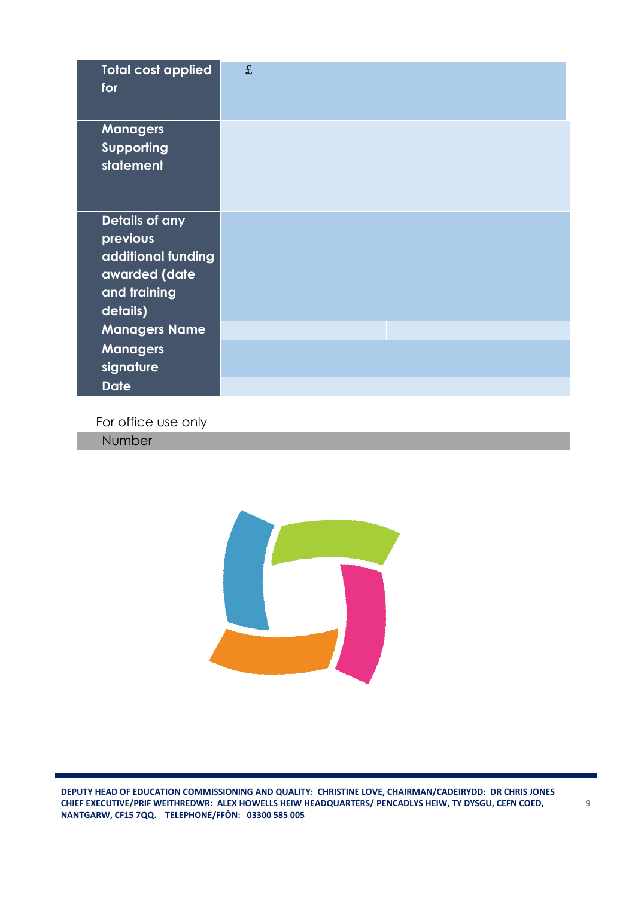| Total cost applied for | £ | |
|---|---|---|
| Managers Supporting statement | | |
| Details of any previous additional funding awarded (date and training details) | | |
| Managers Name | | |
| Managers signature | | |
| Date | | |

For office use only

| Number | |
|---|---|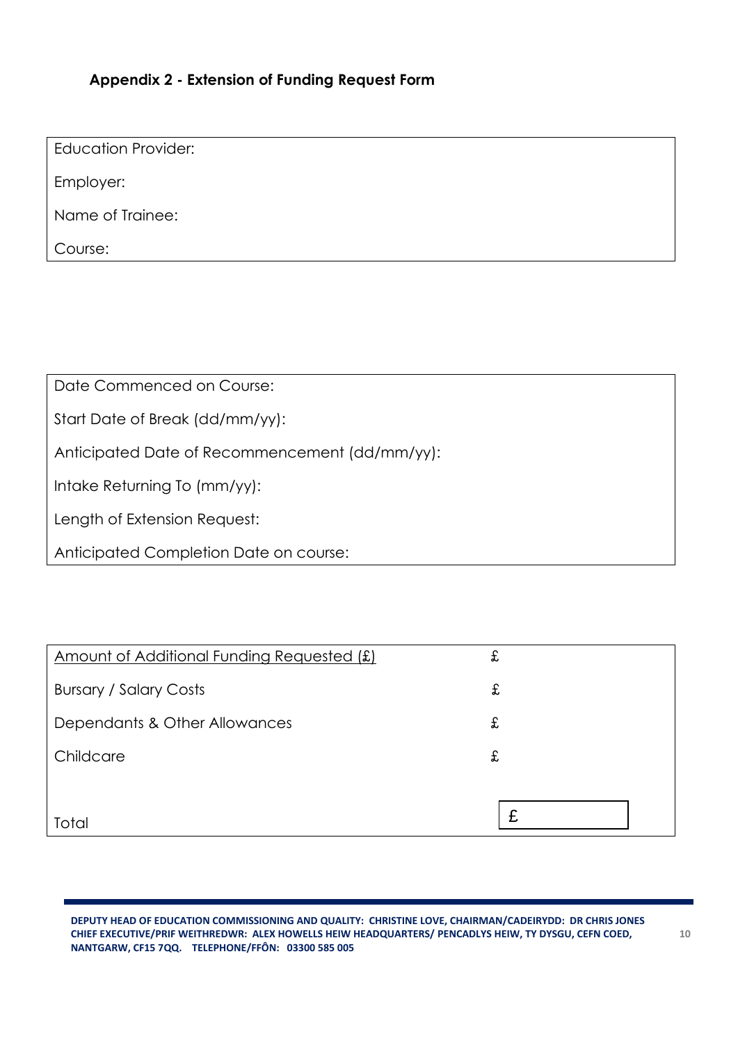## Appendix 2 - Extension of Funding Request Form

| Education Provider: |
|---|
| Employer: |
| Name of Trainee: |
| Course: |

| Date Commenced on Course: |
|---|
| Start Date of Break (dd/mm/yy): |
| Anticipated Date of Recommencement (dd/mm/yy): |
| Intake Returning To (mm/yy): |
| Length of Extension Request: |
| Anticipated Completion Date on course: |

| Amount of Additional Funding Requested (£) | £ |
|---|---|
| Bursary / Salary Costs | £ |
| Dependants & Other Allowances | £ |
| Childcare | £ |
| Total | £ |

DEPUTY HEAD OF EDUCATION COMMISSIONING AND QUALITY: CHRISTINE LOVE, CHAIRMAN/CADEIRYDD: DR CHRIS JONES CHIEF EXECUTIVE/PRIF WEITHREDWR: ALEX HOWELLS HEIW HEADQUARTERS/ PENCADLYS HEIW, TY DYSGU, CEFN COED, NANTGARW, CF15 7QQ. TELEPHONE/FFÔN: 03300 585 005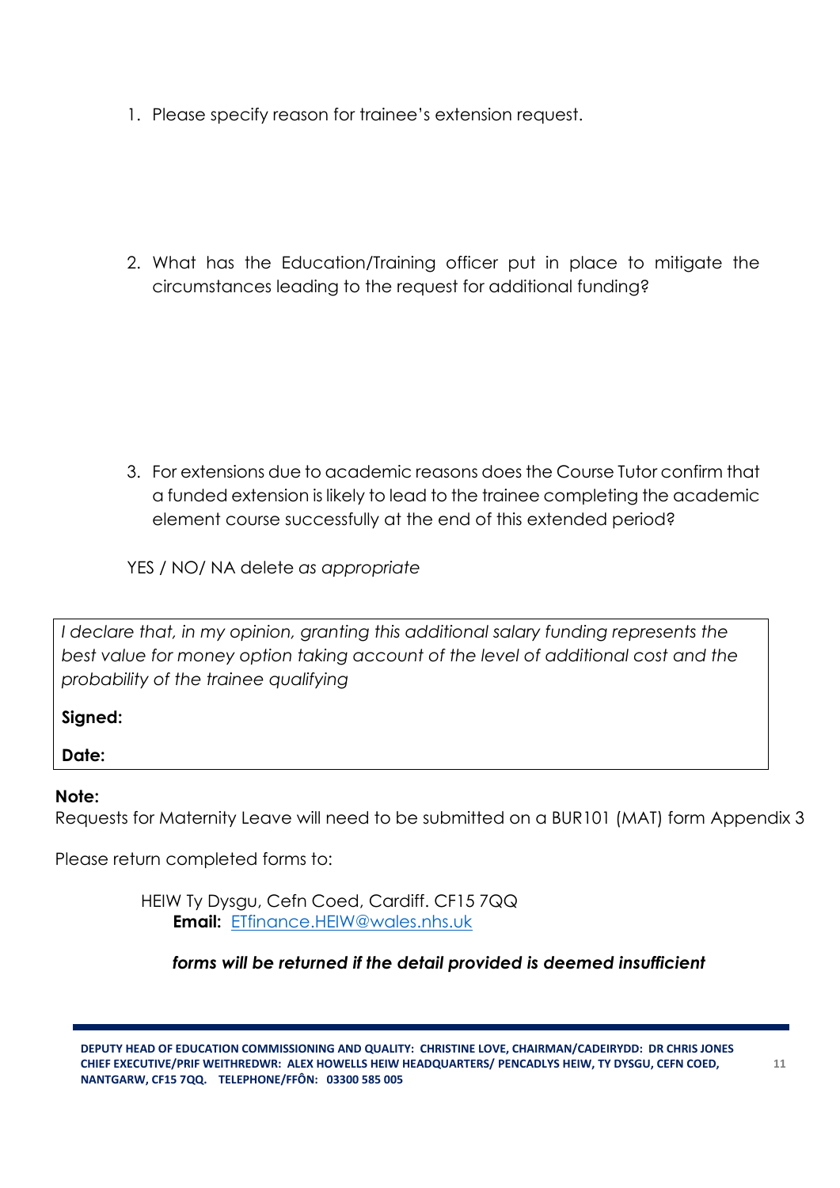1. Please specify reason for trainee's extension request.

2. What has the Education/Training officer put in place to mitigate the circumstances leading to the request for additional funding?

3. For extensions due to academic reasons does the Course Tutor confirm that a funded extension is likely to lead to the trainee completing the academic element course successfully at the end of this extended period?

YES / NO/ NA delete *as appropriate*

*I declare that, in my opinion, granting this additional salary funding represents the best value for money option taking account of the level of additional cost and the probability of the trainee qualifying*

**Signed:**

**Date:**

**Note:**
Requests for Maternity Leave will need to be submitted on a BUR101 (MAT) form Appendix 3

Please return completed forms to:

HEIW Ty Dysgu, Cefn Coed, Cardiff. CF15 7QQ
**Email:** ETfinance.HEIW@wales.nhs.uk

***forms will be returned if the detail provided is deemed insufficient***

DEPUTY HEAD OF EDUCATION COMMISSIONING AND QUALITY: CHRISTINE LOVE, CHAIRMAN/CADEIRYDD: DR CHRIS JONES CHIEF EXECUTIVE/PRIF WEITHREDWR: ALEX HOWELLS HEIW HEADQUARTERS/ PENCADLYS HEIW, TY DYSGU, CEFN COED, NANTGARW, CF15 7QQ. TELEPHONE/FFÔN: 03300 585 005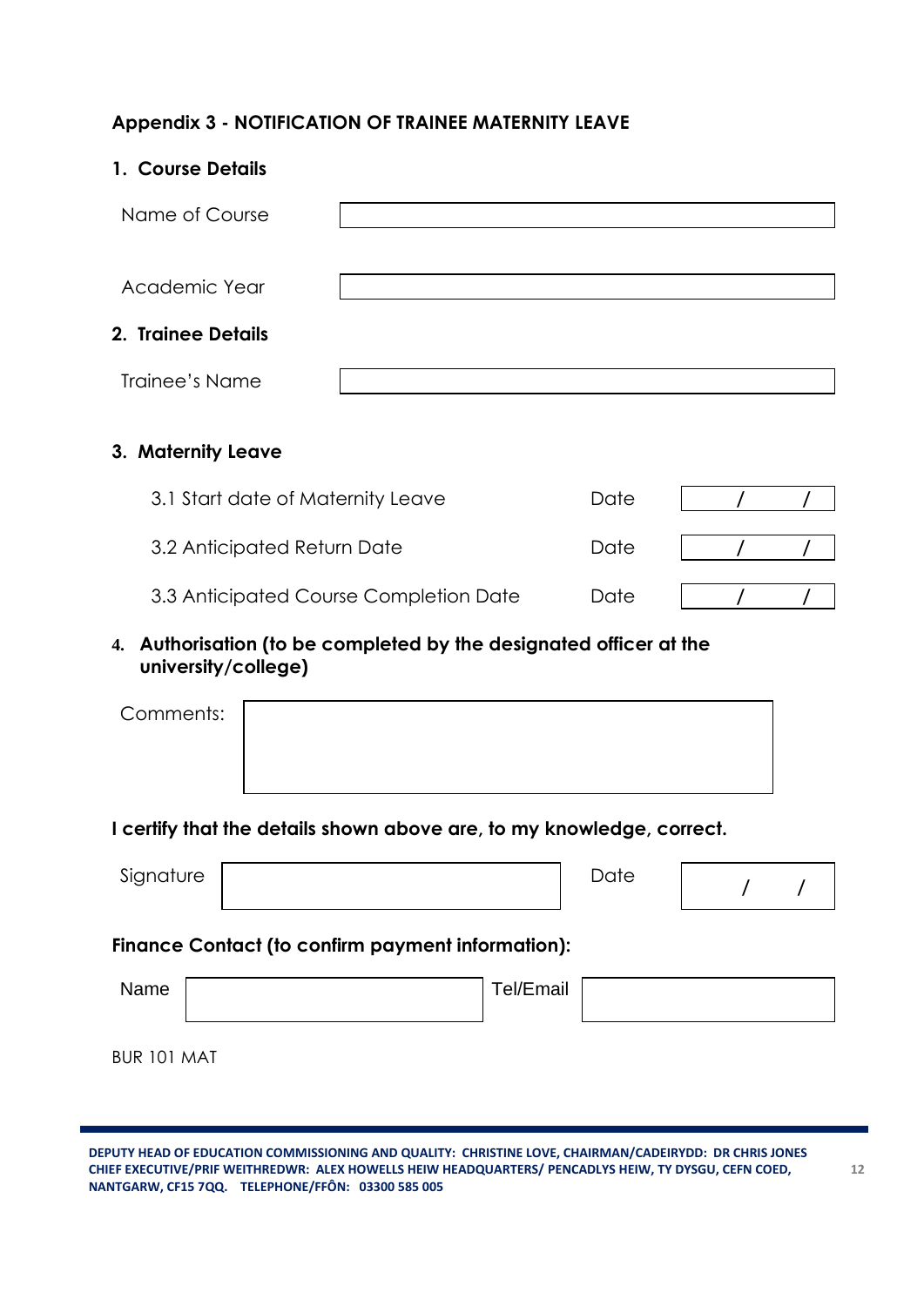**Appendix 3 - NOTIFICATION OF TRAINEE MATERNITY LEAVE**

**1. Course Details**

| | |
|---|---|
| Name of Course | |
| Academic Year | |

**2. Trainee Details**

| | |
|---|---|
| Trainee's Name | |

**3. Maternity Leave**

| | | |
|---|---|---|
| 3.1 Start date of Maternity Leave | Date | / / |
| 3.2 Anticipated Return Date | Date | / / |
| 3.3 Anticipated Course Completion Date | Date | / / |

**4. Authorisation (to be completed by the designated officer at the university/college)**

| | |
|---|---|
| Comments: | |

**I certify that the details shown above are, to my knowledge, correct.**

| | | | |
|---|---|---|---|
| Signature | | Date | / / |

**Finance Contact (to confirm payment information):**

| | | | |
|---|---|---|---|
| Name | | Tel/Email | |

BUR 101 MAT

DEPUTY HEAD OF EDUCATION COMMISSIONING AND QUALITY: CHRISTINE LOVE, CHAIRMAN/CADEIRYDD: DR CHRIS JONES
CHIEF EXECUTIVE/PRIF WEITHREDWR: ALEX HOWELLS HEIW HEADQUARTERS/ PENCADLYS HEIW, TY DYSGU, CEFN COED, NANTGARW, CF15 7QQ. TELEPHONE/FFÔN: 03300 585 005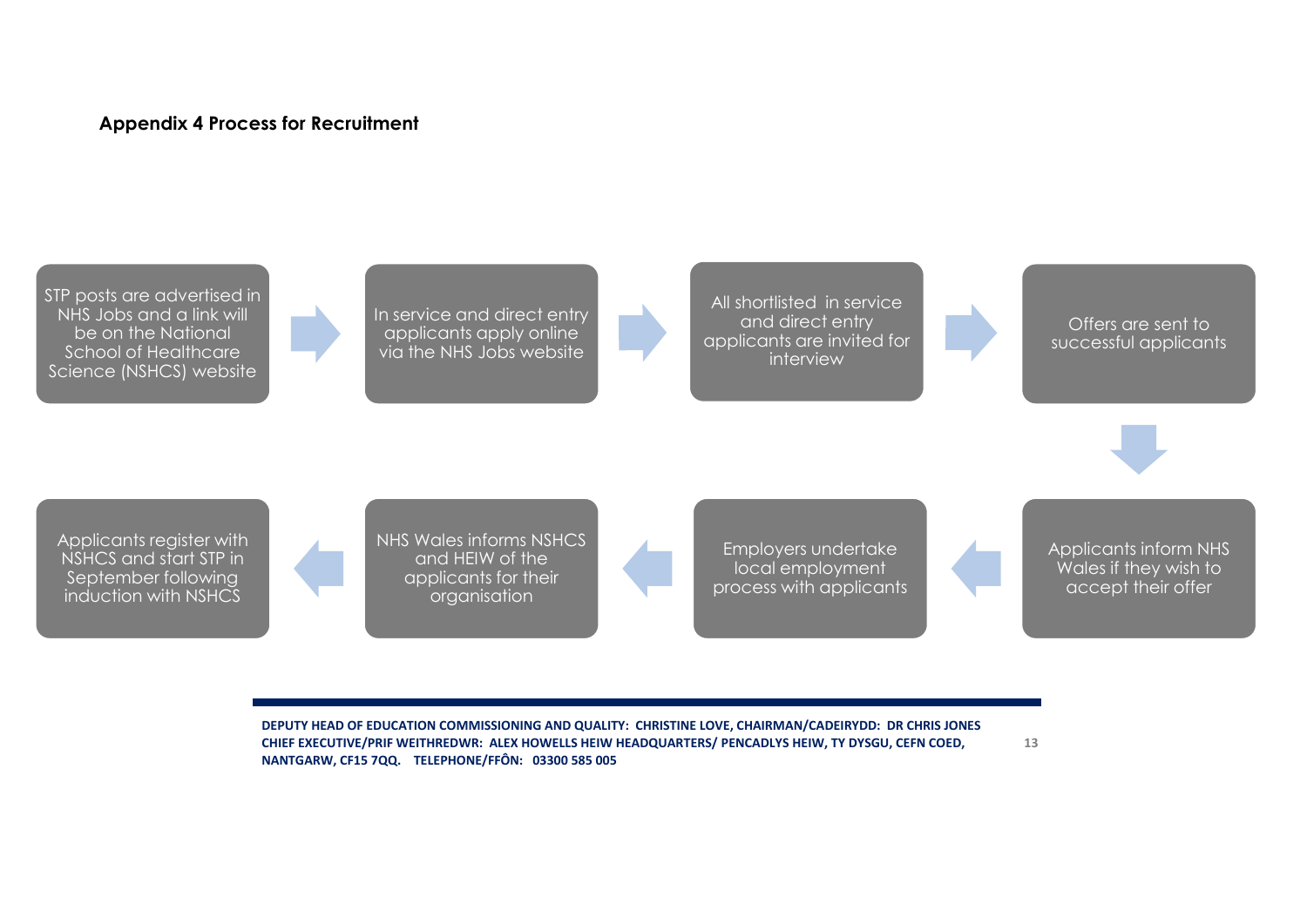**Appendix 4 Process for Recruitment**

STP posts are advertised in NHS Jobs and a link will be on the National School of Healthcare Science (NSHCS) website

In service and direct entry applicants apply online via the NHS Jobs website

All shortlisted in service and direct entry applicants are invited for interview

Offers are sent to successful applicants

Applicants inform NHS Wales if they wish to accept their offer

Employers undertake local employment process with applicants

NHS Wales informs NSHCS and HEIW of the applicants for their organisation

Applicants register with NSHCS and start STP in September following induction with NSHCS